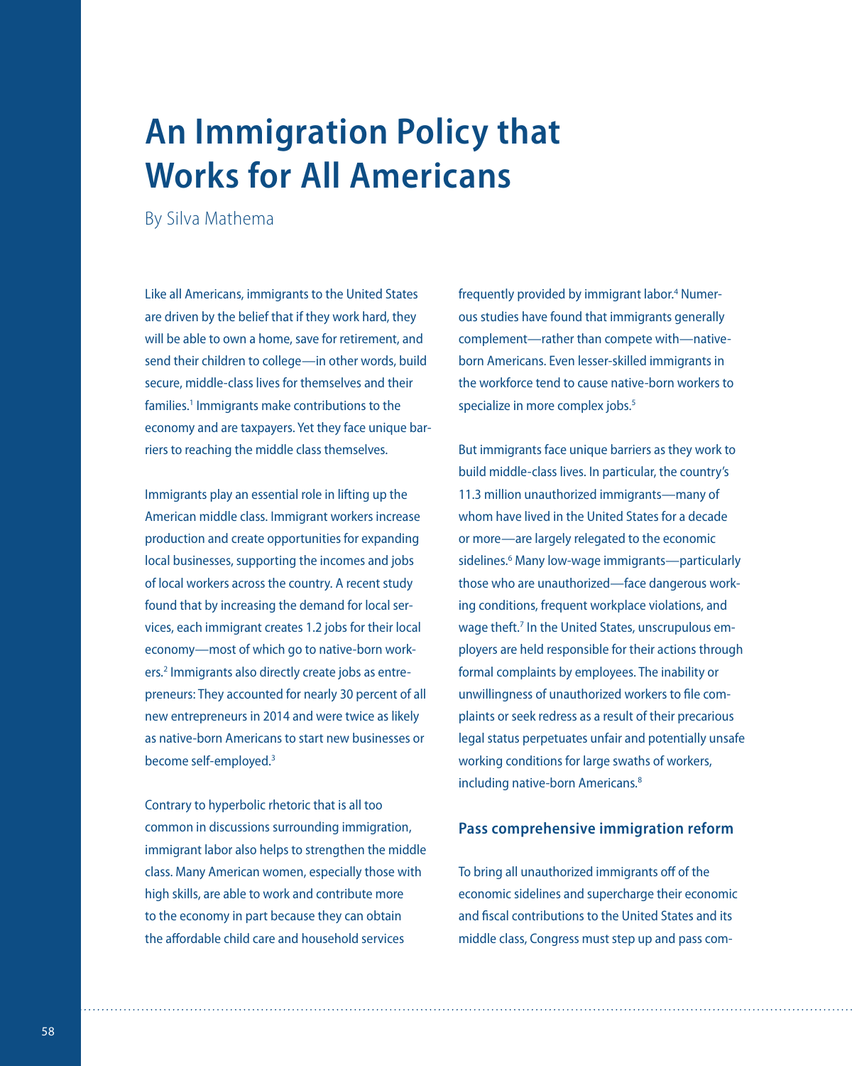# An Immigration Policy that Works for All Americans

By Silva Mathema

Like all Americans, immigrants to the United States are driven by the belief that if they work hard, they will be able to own a home, save for retirement, and send their children to college—in other words, build secure, middle-class lives for themselves and their families.[1] Immigrants make contributions to the economy and are taxpayers. Yet they face unique barriers to reaching the middle class themselves.

Immigrants play an essential role in lifting up the American middle class. Immigrant workers increase production and create opportunities for expanding local businesses, supporting the incomes and jobs of local workers across the country. A recent study found that by increasing the demand for local services, each immigrant creates 1.2 jobs for their local economy—most of which go to native-born workers.[2] Immigrants also directly create jobs as entrepreneurs: They accounted for nearly 30 percent of all new entrepreneurs in 2014 and were twice as likely as native-born Americans to start new businesses or become self-employed.[3]

Contrary to hyperbolic rhetoric that is all too common in discussions surrounding immigration, immigrant labor also helps to strengthen the middle class. Many American women, especially those with high skills, are able to work and contribute more to the economy in part because they can obtain the affordable child care and household services frequently provided by immigrant labor.[4] Numerous studies have found that immigrants generally complement—rather than compete with—native-born Americans. Even lesser-skilled immigrants in the workforce tend to cause native-born workers to specialize in more complex jobs.[5]

But immigrants face unique barriers as they work to build middle-class lives. In particular, the country's 11.3 million unauthorized immigrants—many of whom have lived in the United States for a decade or more—are largely relegated to the economic sidelines.[6] Many low-wage immigrants—particularly those who are unauthorized—face dangerous working conditions, frequent workplace violations, and wage theft.[7] In the United States, unscrupulous employers are held responsible for their actions through formal complaints by employees. The inability or unwillingness of unauthorized workers to file complaints or seek redress as a result of their precarious legal status perpetuates unfair and potentially unsafe working conditions for large swaths of workers, including native-born Americans.[8]

### Pass comprehensive immigration reform

To bring all unauthorized immigrants off of the economic sidelines and supercharge their economic and fiscal contributions to the United States and its middle class, Congress must step up and pass com-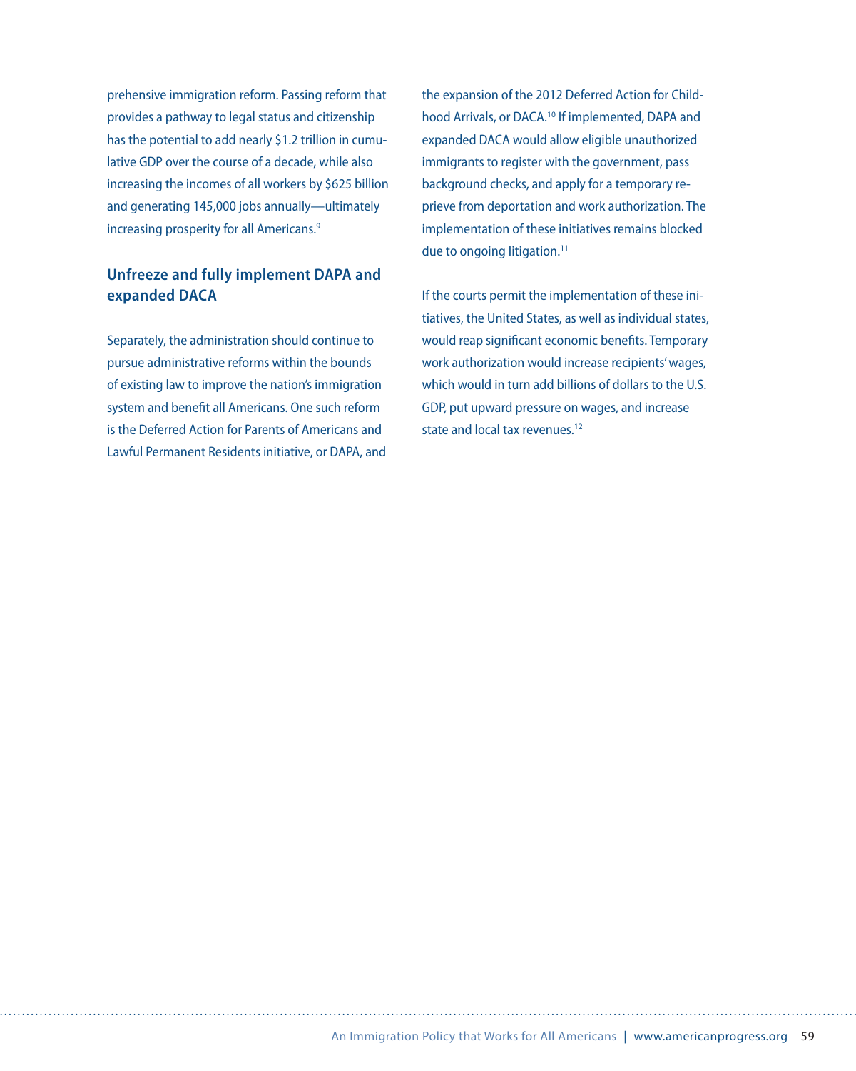prehensive immigration reform. Passing reform that provides a pathway to legal status and citizenship has the potential to add nearly $1.2 trillion in cumulative GDP over the course of a decade, while also increasing the incomes of all workers by $625 billion and generating 145,000 jobs annually—ultimately increasing prosperity for all Americans.[9]

### Unfreeze and fully implement DAPA and expanded DACA

Separately, the administration should continue to pursue administrative reforms within the bounds of existing law to improve the nation's immigration system and benefit all Americans. One such reform is the Deferred Action for Parents of Americans and Lawful Permanent Residents initiative, or DAPA, and the expansion of the 2012 Deferred Action for Childhood Arrivals, or DACA.[10] If implemented, DAPA and expanded DACA would allow eligible unauthorized immigrants to register with the government, pass background checks, and apply for a temporary reprieve from deportation and work authorization. The implementation of these initiatives remains blocked due to ongoing litigation.[11]

If the courts permit the implementation of these initiatives, the United States, as well as individual states, would reap significant economic benefits. Temporary work authorization would increase recipients' wages, which would in turn add billions of dollars to the U.S. GDP, put upward pressure on wages, and increase state and local tax revenues.[12]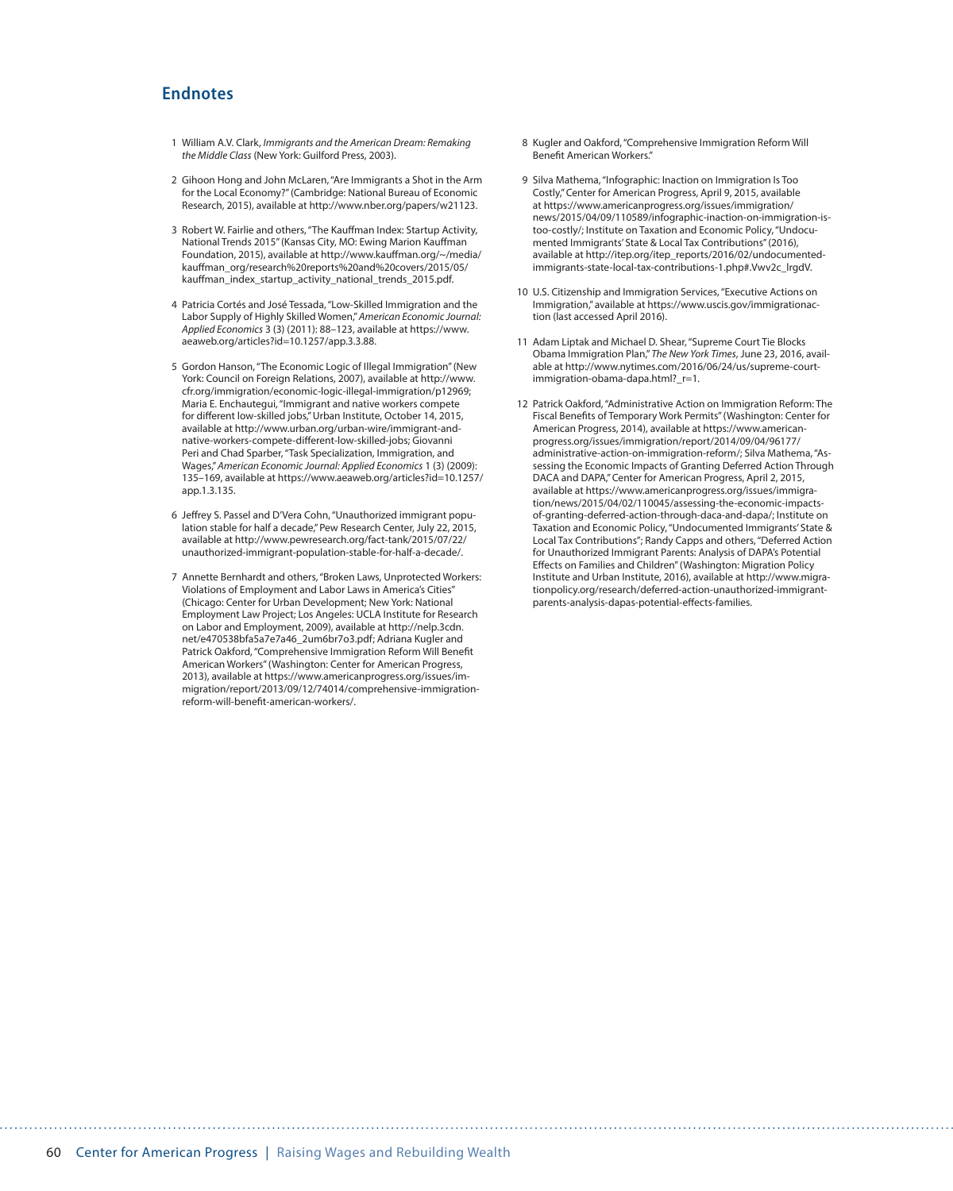## Endnotes

1. William A.V. Clark, *Immigrants and the American Dream: Remaking the Middle Class* (New York: Guilford Press, 2003).

2. Gihoon Hong and John McLaren, "Are Immigrants a Shot in the Arm for the Local Economy?" (Cambridge: National Bureau of Economic Research, 2015), available at http://www.nber.org/papers/w21123.

3. Robert W. Fairlie and others, "The Kauffman Index: Startup Activity, National Trends 2015" (Kansas City, MO: Ewing Marion Kauffman Foundation, 2015), available at http://www.kauffman.org/~/media/kauffman_org/research%20reports%20and%20covers/2015/05/kauffman_index_startup_activity_national_trends_2015.pdf.

4. Patricia Cortés and José Tessada, "Low-Skilled Immigration and the Labor Supply of Highly Skilled Women," *American Economic Journal: Applied Economics* 3 (3) (2011): 88–123, available at https://www.aeaweb.org/articles?id=10.1257/app.3.3.88.

5. Gordon Hanson, "The Economic Logic of Illegal Immigration" (New York: Council on Foreign Relations, 2007), available at http://www.cfr.org/immigration/economic-logic-illegal-immigration/p12969; Maria E. Enchautegui, "Immigrant and native workers compete for different low-skilled jobs," Urban Institute, October 14, 2015, available at http://www.urban.org/urban-wire/immigrant-and-native-workers-compete-different-low-skilled-jobs; Giovanni Peri and Chad Sparber, "Task Specialization, Immigration, and Wages," *American Economic Journal: Applied Economics* 1 (3) (2009): 135–169, available at https://www.aeaweb.org/articles?id=10.1257/app.1.3.135.

6. Jeffrey S. Passel and D'Vera Cohn, "Unauthorized immigrant population stable for half a decade," Pew Research Center, July 22, 2015, available at http://www.pewresearch.org/fact-tank/2015/07/22/unauthorized-immigrant-population-stable-for-half-a-decade/.

7. Annette Bernhardt and others, "Broken Laws, Unprotected Workers: Violations of Employment and Labor Laws in America's Cities" (Chicago: Center for Urban Development; New York: National Employment Law Project; Los Angeles: UCLA Institute for Research on Labor and Employment, 2009), available at http://nelp.3cdn.net/e470538bfa5a7e7a46_2um6br7o3.pdf; Adriana Kugler and Patrick Oakford, "Comprehensive Immigration Reform Will Benefit American Workers" (Washington: Center for American Progress, 2013), available at https://www.americanprogress.org/issues/immigration/report/2013/09/12/74014/comprehensive-immigration-reform-will-benefit-american-workers/.

8. Kugler and Oakford, "Comprehensive Immigration Reform Will Benefit American Workers."

9. Silva Mathema, "Infographic: Inaction on Immigration Is Too Costly," Center for American Progress, April 9, 2015, available at https://www.americanprogress.org/issues/immigration/news/2015/04/09/110589/infographic-inaction-on-immigration-is-too-costly/; Institute on Taxation and Economic Policy, "Undocumented Immigrants' State & Local Tax Contributions" (2016), available at http://itep.org/itep_reports/2016/02/undocumented-immigrants-state-local-tax-contributions-1.php#.Vwv2c_lrgdV.

10. U.S. Citizenship and Immigration Services, "Executive Actions on Immigration," available at https://www.uscis.gov/immigrationaction (last accessed April 2016).

11. Adam Liptak and Michael D. Shear, "Supreme Court Tie Blocks Obama Immigration Plan," *The New York Times*, June 23, 2016, available at http://www.nytimes.com/2016/06/24/us/supreme-court-immigration-obama-dapa.html?_r=1.

12. Patrick Oakford, "Administrative Action on Immigration Reform: The Fiscal Benefits of Temporary Work Permits" (Washington: Center for American Progress, 2014), available at https://www.americanprogress.org/issues/immigration/report/2014/09/04/96177/administrative-action-on-immigration-reform/; Silva Mathema, "Assessing the Economic Impacts of Granting Deferred Action Through DACA and DAPA," Center for American Progress, April 2, 2015, available at https://www.americanprogress.org/issues/immigration/news/2015/04/02/110045/assessing-the-economic-impacts-of-granting-deferred-action-through-daca-and-dapa/; Institute on Taxation and Economic Policy, "Undocumented Immigrants' State & Local Tax Contributions"; Randy Capps and others, "Deferred Action for Unauthorized Immigrant Parents: Analysis of DAPA's Potential Effects on Families and Children" (Washington: Migration Policy Institute and Urban Institute, 2016), available at http://www.migrationpolicy.org/research/deferred-action-unauthorized-immigrant-parents-analysis-dapas-potential-effects-families.